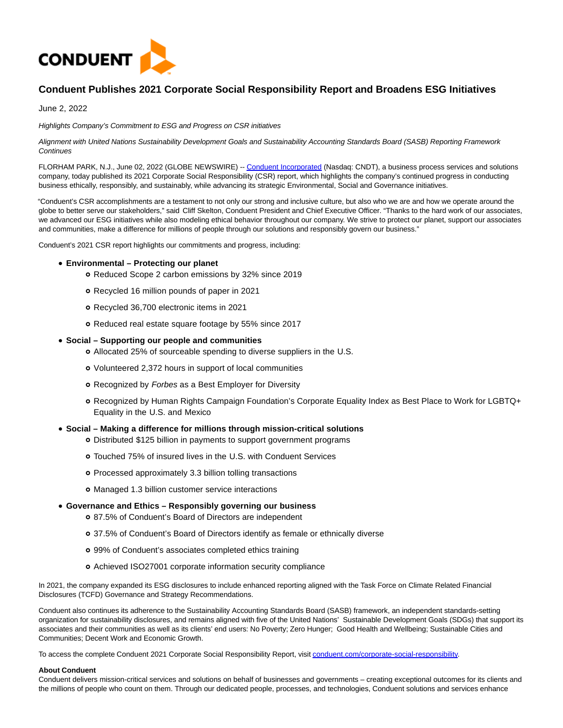# Conduent Publishes 2021 Corporate Social Responsibility Report and Broadens ESG Initiatives

June 2, 2022

*Highlights Company's Commitment to ESG and Progress on CSR initiatives*

*Alignment with United Nations Sustainability Development Goals and Sustainability Accounting Standards Board (SASB) Reporting Framework Continues*

FLORHAM PARK, N.J., June 02, 2022 (GLOBE NEWSWIRE) -- Conduent Incorporated (Nasdaq: CNDT), a business process services and solutions company, today published its 2021 Corporate Social Responsibility (CSR) report, which highlights the company's continued progress in conducting business ethically, responsibly, and sustainably, while advancing its strategic Environmental, Social and Governance initiatives.

"Conduent's CSR accomplishments are a testament to not only our strong and inclusive culture, but also who we are and how we operate around the globe to better serve our stakeholders," said Cliff Skelton, Conduent President and Chief Executive Officer. "Thanks to the hard work of our associates, we advanced our ESG initiatives while also modeling ethical behavior throughout our company. We strive to protect our planet, support our associates and communities, make a difference for millions of people through our solutions and responsibly govern our business."

Conduent's 2021 CSR report highlights our commitments and progress, including:

- **Environmental – Protecting our planet**
  - Reduced Scope 2 carbon emissions by 32% since 2019
  - Recycled 16 million pounds of paper in 2021
  - Recycled 36,700 electronic items in 2021
  - Reduced real estate square footage by 55% since 2017
- **Social – Supporting our people and communities**
  - Allocated 25% of sourceable spending to diverse suppliers in the U.S.
  - Volunteered 2,372 hours in support of local communities
  - Recognized by *Forbes* as a Best Employer for Diversity
  - Recognized by Human Rights Campaign Foundation's Corporate Equality Index as Best Place to Work for LGBTQ+ Equality in the U.S. and Mexico
- **Social – Making a difference for millions through mission-critical solutions**
  - Distributed $125 billion in payments to support government programs
  - Touched 75% of insured lives in the U.S. with Conduent Services
  - Processed approximately 3.3 billion tolling transactions
  - Managed 1.3 billion customer service interactions
- **Governance and Ethics – Responsibly governing our business**
  - 87.5% of Conduent's Board of Directors are independent
  - 37.5% of Conduent's Board of Directors identify as female or ethnically diverse
  - 99% of Conduent's associates completed ethics training
  - Achieved ISO27001 corporate information security compliance

In 2021, the company expanded its ESG disclosures to include enhanced reporting aligned with the Task Force on Climate Related Financial Disclosures (TCFD) Governance and Strategy Recommendations.

Conduent also continues its adherence to the Sustainability Accounting Standards Board (SASB) framework, an independent standards-setting organization for sustainability disclosures, and remains aligned with five of the United Nations' Sustainable Development Goals (SDGs) that support its associates and their communities as well as its clients' end users: No Poverty; Zero Hunger; Good Health and Wellbeing; Sustainable Cities and Communities; Decent Work and Economic Growth.

To access the complete Conduent 2021 Corporate Social Responsibility Report, visit conduent.com/corporate-social-responsibility.

**About Conduent**

Conduent delivers mission-critical services and solutions on behalf of businesses and governments – creating exceptional outcomes for its clients and the millions of people who count on them. Through our dedicated people, processes, and technologies, Conduent solutions and services enhance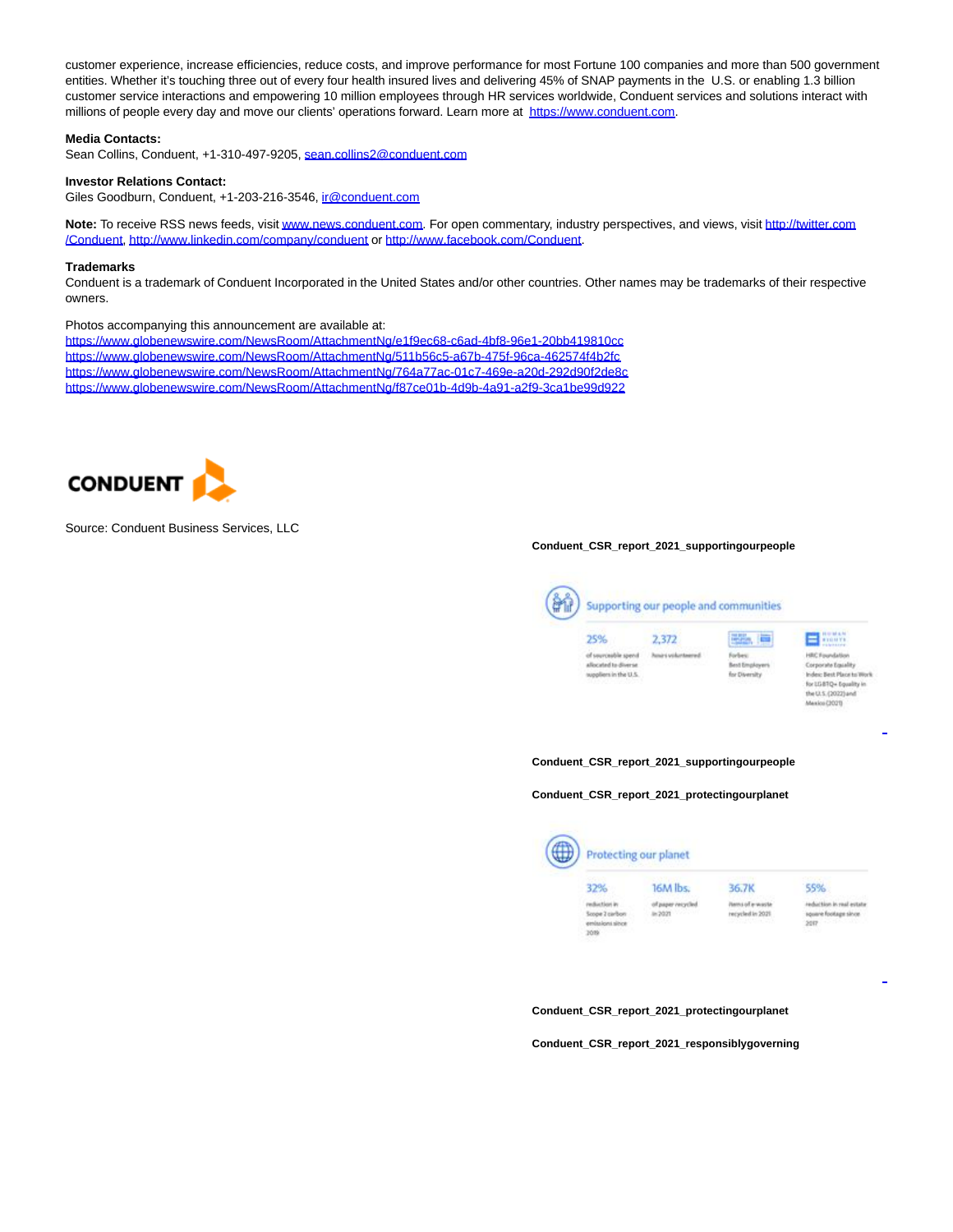customer experience, increase efficiencies, reduce costs, and improve performance for most Fortune 100 companies and more than 500 government entities. Whether it's touching three out of every four health insured lives and delivering 45% of SNAP payments in the U.S. or enabling 1.3 billion customer service interactions and empowering 10 million employees through HR services worldwide, Conduent services and solutions interact with millions of people every day and move our clients' operations forward. Learn more at https://www.conduent.com.

**Media Contacts:**
Sean Collins, Conduent, +1-310-497-9205, sean.collins2@conduent.com

**Investor Relations Contact:**
Giles Goodburn, Conduent, +1-203-216-3546, ir@conduent.com

**Note:** To receive RSS news feeds, visit www.news.conduent.com. For open commentary, industry perspectives, and views, visit http://twitter.com/Conduent, http://www.linkedin.com/company/conduent or http://www.facebook.com/Conduent.

**Trademarks**
Conduent is a trademark of Conduent Incorporated in the United States and/or other countries. Other names may be trademarks of their respective owners.

Photos accompanying this announcement are available at:
https://www.globenewswire.com/NewsRoom/AttachmentNg/e1f9ec68-c6ad-4bf8-96e1-20bb419810cc
https://www.globenewswire.com/NewsRoom/AttachmentNg/511b56c5-a67b-475f-96ca-462574f4b2fc
https://www.globenewswire.com/NewsRoom/AttachmentNg/764a77ac-01c7-469e-a20d-292d90f2de8c
https://www.globenewswire.com/NewsRoom/AttachmentNg/f87ce01b-4d9b-4a91-a2f9-3ca1be99d922

CONDUENT

Source: Conduent Business Services, LLC

**Conduent_CSR_report_2021_supportingourpeople**

Supporting our people and communities

| 25% | 2,372 | | |
|---|---|---|---|
| of sourceable spend allocated to diverse suppliers in the U.S. | hours volunteered | Forbes: Best Employers for Diversity | HRC Foundation Corporate Equality Index: Best Place to Work for LGBTQ+ Equality in the U.S. (2022) and Mexico (2021) |

**Conduent_CSR_report_2021_supportingourpeople**

**Conduent_CSR_report_2021_protectingourplanet**

Protecting our planet

| 32% | 16M lbs. | 36.7K | 55% |
|---|---|---|---|
| reduction in Scope 2 carbon emissions since 2019 | of paper recycled in 2021 | items of e-waste recycled in 2021 | reduction in real estate square footage since 2017 |

**Conduent_CSR_report_2021_protectingourplanet**

**Conduent_CSR_report_2021_responsiblygoverning**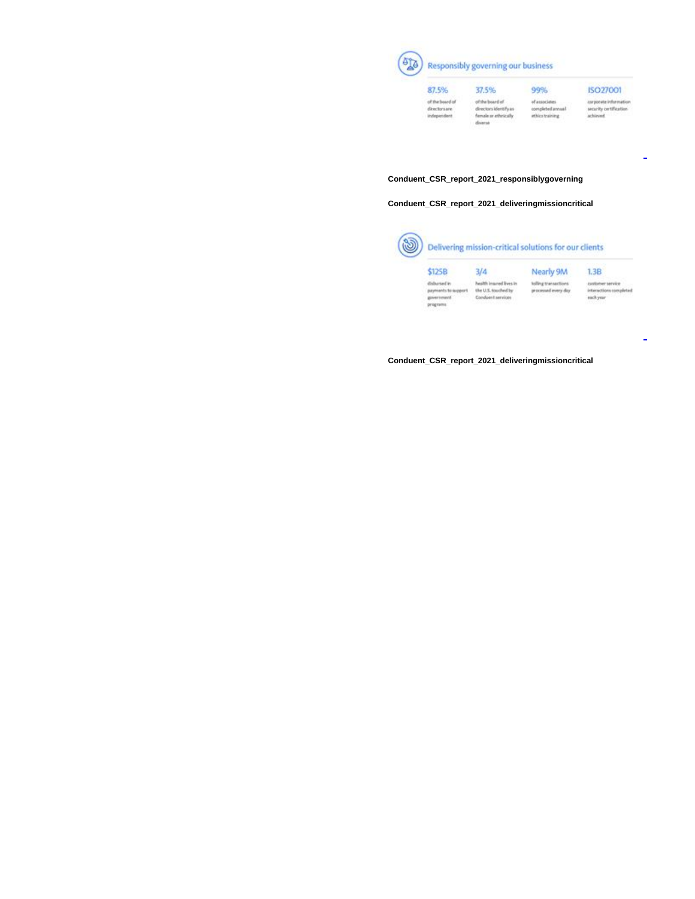## Responsibly governing our business

87.5%
of the board of directors are independent

37.5%
of the board of directors identify as female or ethnically diverse

99%
of associates completed annual ethics training

ISO27001
corporate information security certification achieved

**Conduent_CSR_report_2021_responsiblygoverning**

**Conduent_CSR_report_2021_deliveringmissioncritical**

## Delivering mission-critical solutions for our clients

$125B
disbursed in payments to support government programs

3/4
health insured lives in the U.S. touched by Conduent services

Nearly 9M
tolling transactions processed every day

1.3B
customer service interactions completed each year

**Conduent_CSR_report_2021_deliveringmissioncritical**